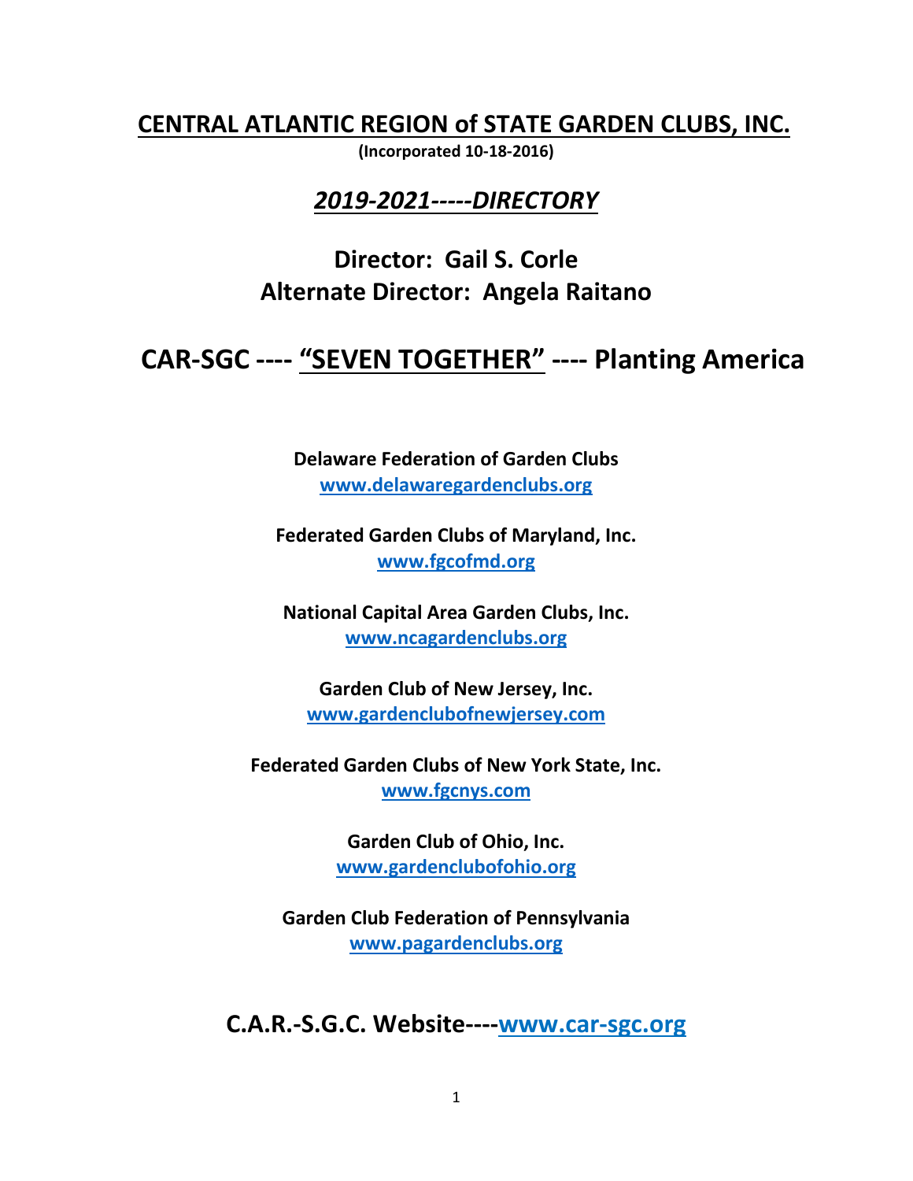# CENTRAL ATLANTIC REGION of STATE GARDEN CLUBS, INC.

**(Incorporated 10-18-2016)**

## *2019-2021-----DIRECTORY*

## Director: Gail S. Corle
## Alternate Director: Angela Raitano

# CAR-SGC ---- “SEVEN TOGETHER” ---- Planting America

**Delaware Federation of Garden Clubs**
www.delawaregardenclubs.org

**Federated Garden Clubs of Maryland, Inc.**
www.fgcofmd.org

**National Capital Area Garden Clubs, Inc.**
www.ncagardenclubs.org

**Garden Club of New Jersey, Inc.**
www.gardenclubofnewjersey.com

**Federated Garden Clubs of New York State, Inc.**
www.fgcnys.com

**Garden Club of Ohio, Inc.**
www.gardenclubofohio.org

**Garden Club Federation of Pennsylvania**
www.pagardenclubs.org

## C.A.R.-S.G.C. Website----www.car-sgc.org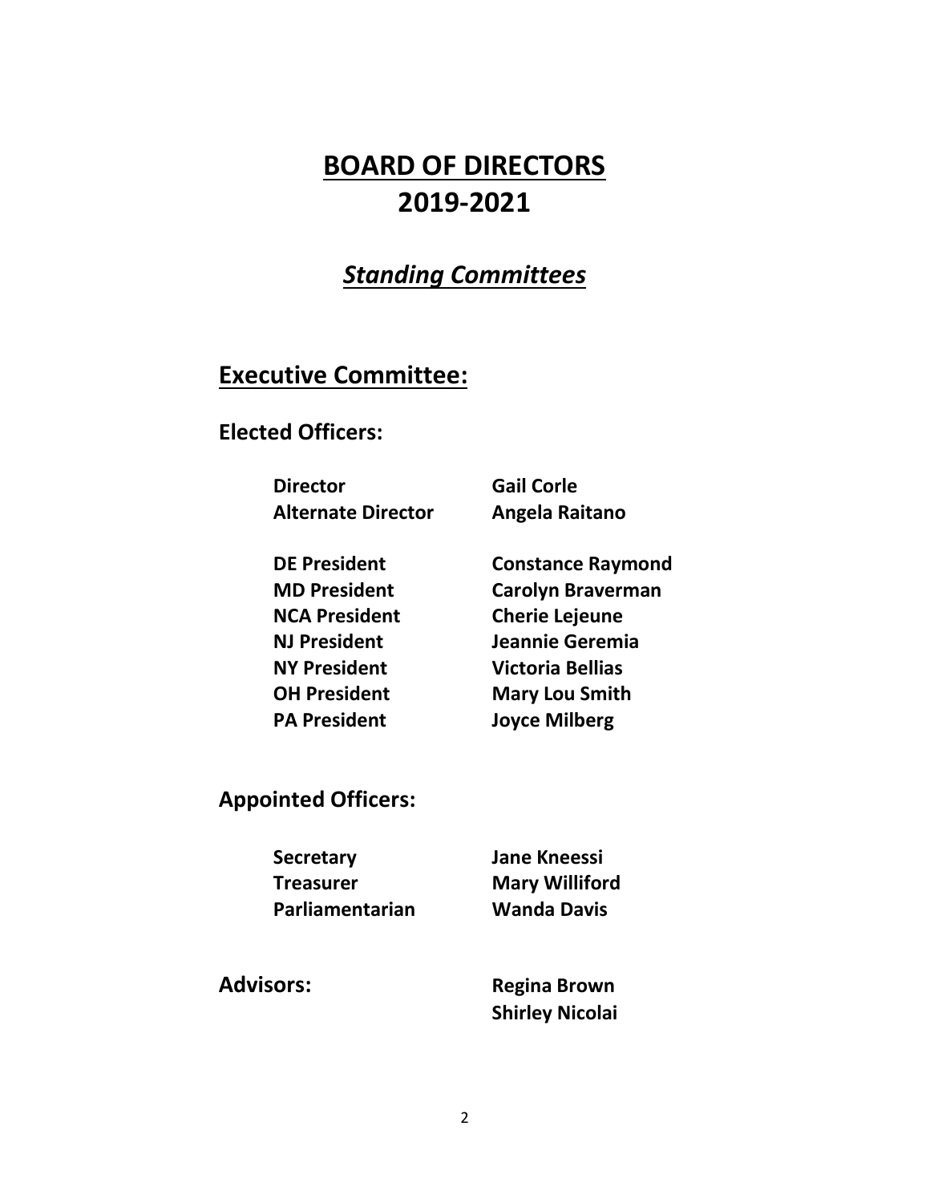# BOARD OF DIRECTORS
# 2019-2021

## *Standing Committees*

## Executive Committee:

### Elected Officers:

| | |
|---|---|
| **Director** | **Gail Corle** |
| **Alternate Director** | **Angela Raitano** |
| | |
| **DE President** | **Constance Raymond** |
| **MD President** | **Carolyn Braverman** |
| **NCA President** | **Cherie Lejeune** |
| **NJ President** | **Jeannie Geremia** |
| **NY President** | **Victoria Bellias** |
| **OH President** | **Mary Lou Smith** |
| **PA President** | **Joyce Milberg** |

### Appointed Officers:

| | |
|---|---|
| **Secretary** | **Jane Kneessi** |
| **Treasurer** | **Mary Williford** |
| **Parliamentarian** | **Wanda Davis** |

### Advisors:

**Regina Brown**
**Shirley Nicolai**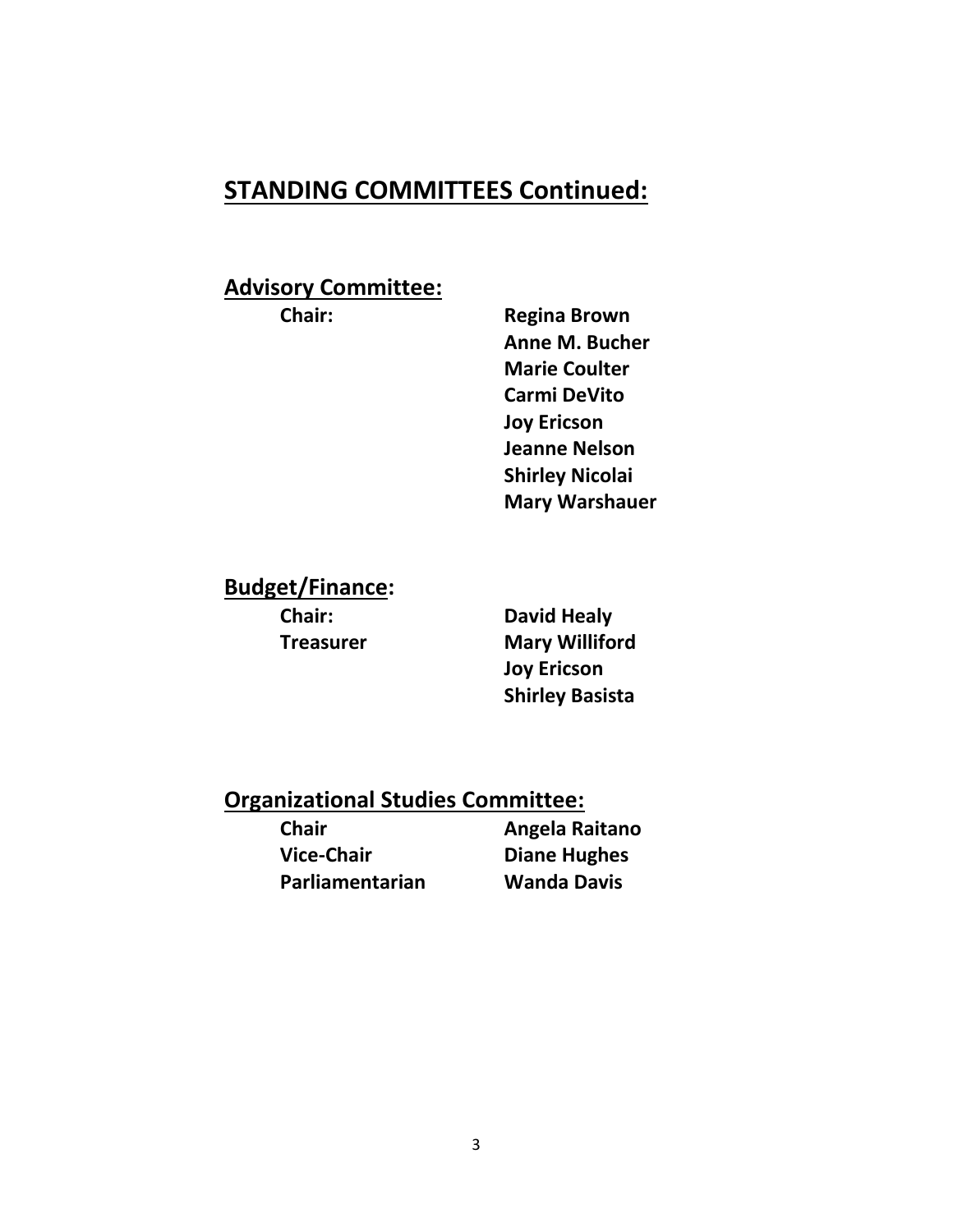## STANDING COMMITTEES Continued:

### Advisory Committee:

| | |
|---|---|
| **Chair:** | **Regina Brown** |
| | **Anne M. Bucher** |
| | **Marie Coulter** |
| | **Carmi DeVito** |
| | **Joy Ericson** |
| | **Jeanne Nelson** |
| | **Shirley Nicolai** |
| | **Mary Warshauer** |

### Budget/Finance:

| | |
|---|---|
| **Chair:** | **David Healy** |
| **Treasurer** | **Mary Williford** |
| | **Joy Ericson** |
| | **Shirley Basista** |

### Organizational Studies Committee:

| | |
|---|---|
| **Chair** | **Angela Raitano** |
| **Vice-Chair** | **Diane Hughes** |
| **Parliamentarian** | **Wanda Davis** |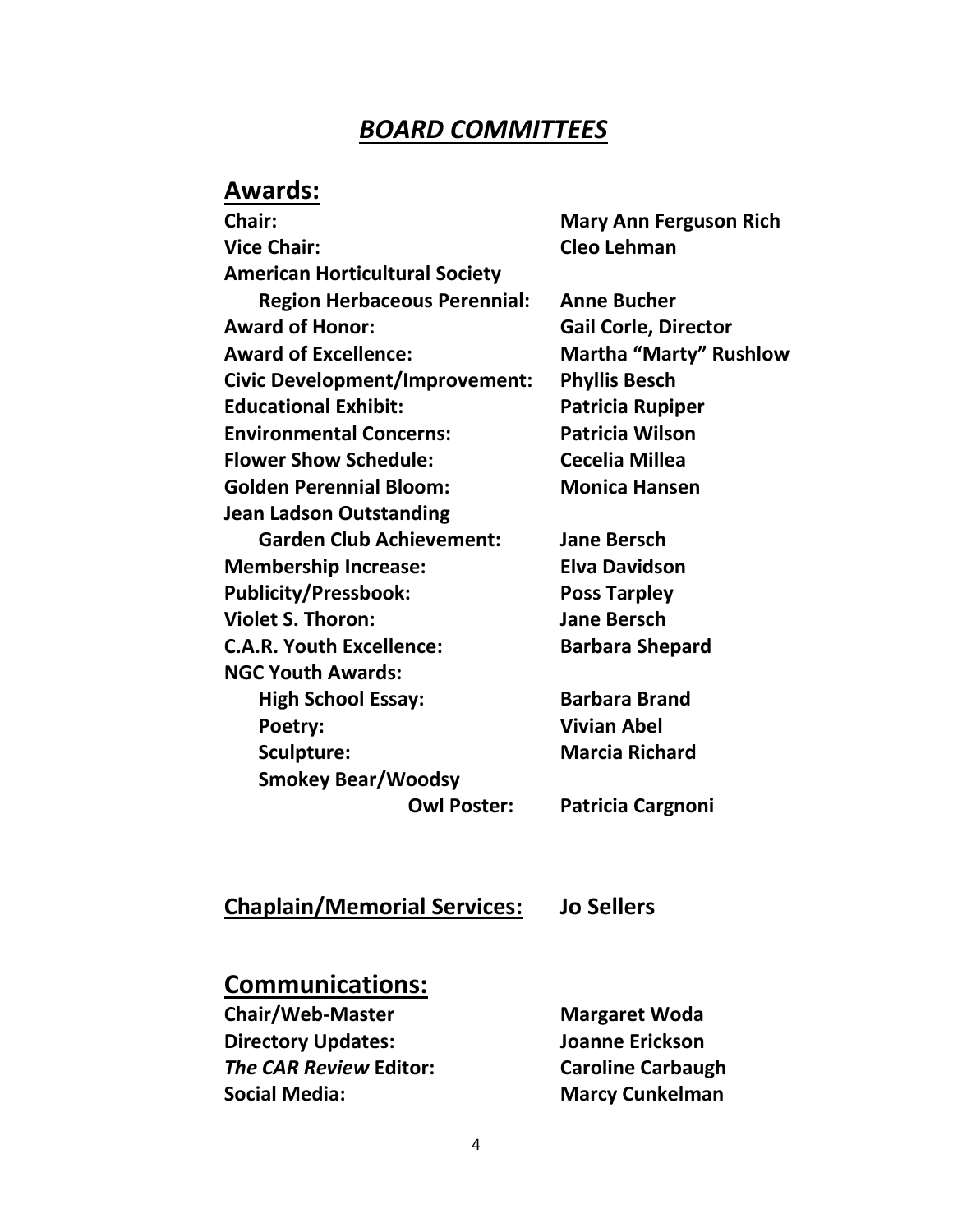# *BOARD COMMITTEES*

## Awards:

| | |
|---|---|
| **Chair:** | **Mary Ann Ferguson Rich** |
| **Vice Chair:** | **Cleo Lehman** |
| **American Horticultural Society Region Herbaceous Perennial:** | **Anne Bucher** |
| **Award of Honor:** | **Gail Corle, Director** |
| **Award of Excellence:** | **Martha "Marty" Rushlow** |
| **Civic Development/Improvement:** | **Phyllis Besch** |
| **Educational Exhibit:** | **Patricia Rupiper** |
| **Environmental Concerns:** | **Patricia Wilson** |
| **Flower Show Schedule:** | **Cecelia Millea** |
| **Golden Perennial Bloom:** | **Monica Hansen** |
| **Jean Ladson Outstanding Garden Club Achievement:** | **Jane Bersch** |
| **Membership Increase:** | **Elva Davidson** |
| **Publicity/Pressbook:** | **Poss Tarpley** |
| **Violet S. Thoron:** | **Jane Bersch** |
| **C.A.R. Youth Excellence:** | **Barbara Shepard** |
| **NGC Youth Awards:** | |
| **High School Essay:** | **Barbara Brand** |
| **Poetry:** | **Vivian Abel** |
| **Sculpture:** | **Marcia Richard** |
| **Smokey Bear/Woodsy Owl Poster:** | **Patricia Cargnoni** |

## Chaplain/Memorial Services: Jo Sellers

## Communications:

| | |
|---|---|
| **Chair/Web-Master** | **Margaret Woda** |
| **Directory Updates:** | **Joanne Erickson** |
| ***The CAR Review* Editor:** | **Caroline Carbaugh** |
| **Social Media:** | **Marcy Cunkelman** |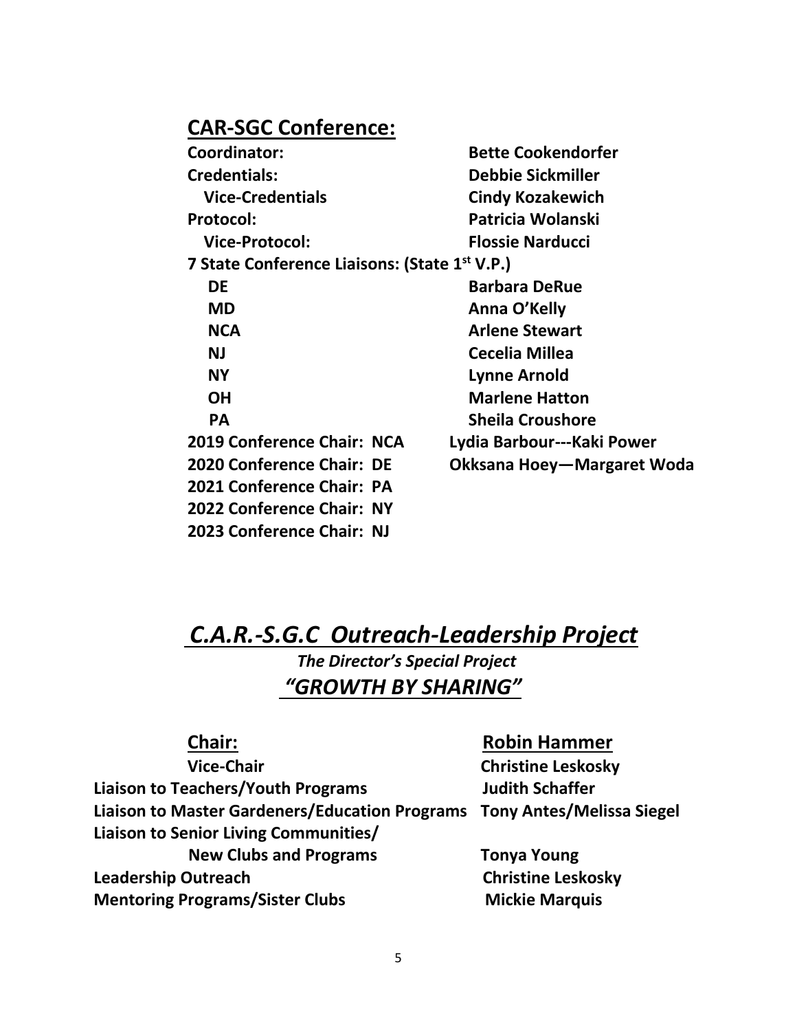## CAR-SGC Conference:

| | |
|---|---|
| **Coordinator:** | **Bette Cookendorfer** |
| **Credentials:** | **Debbie Sickmiller** |
| **Vice-Credentials** | **Cindy Kozakewich** |
| **Protocol:** | **Patricia Wolanski** |
| **Vice-Protocol:** | **Flossie Narducci** |
| **7 State Conference Liaisons: (State 1st V.P.)** | |
| **DE** | **Barbara DeRue** |
| **MD** | **Anna O'Kelly** |
| **NCA** | **Arlene Stewart** |
| **NJ** | **Cecelia Millea** |
| **NY** | **Lynne Arnold** |
| **OH** | **Marlene Hatton** |
| **PA** | **Sheila Croushore** |
| **2019 Conference Chair: NCA** | **Lydia Barbour---Kaki Power** |
| **2020 Conference Chair: DE** | **Okksana Hoey—Margaret Woda** |
| **2021 Conference Chair: PA** | |
| **2022 Conference Chair: NY** | |
| **2023 Conference Chair: NJ** | |

# *C.A.R.-S.G.C Outreach-Leadership Project*

### *The Director's Special Project*

## *"GROWTH BY SHARING"*

| | |
|---|---|
| **Chair:** | **Robin Hammer** |
| **Vice-Chair** | **Christine Leskosky** |
| **Liaison to Teachers/Youth Programs** | **Judith Schaffer** |
| **Liaison to Master Gardeners/Education Programs** | **Tony Antes/Melissa Siegel** |
| **Liaison to Senior Living Communities/ New Clubs and Programs** | **Tonya Young** |
| **Leadership Outreach** | **Christine Leskosky** |
| **Mentoring Programs/Sister Clubs** | **Mickie Marquis** |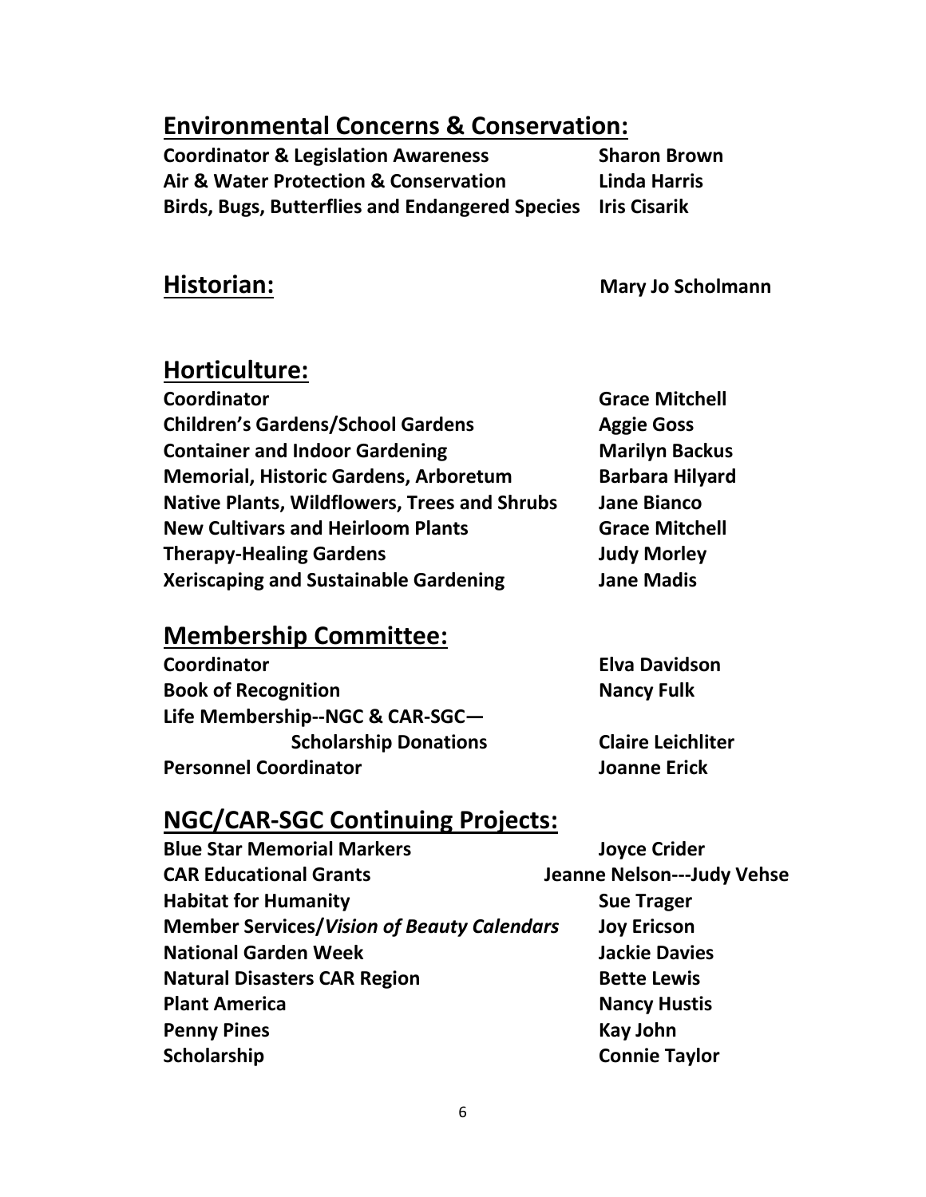## Environmental Concerns & Conservation:

| | |
|---|---|
| **Coordinator & Legislation Awareness** | **Sharon Brown** |
| **Air & Water Protection & Conservation** | **Linda Harris** |
| **Birds, Bugs, Butterflies and Endangered Species** | **Iris Cisarik** |

## Historian: **Mary Jo Scholmann**

## Horticulture:

| | |
|---|---|
| **Coordinator** | **Grace Mitchell** |
| **Children's Gardens/School Gardens** | **Aggie Goss** |
| **Container and Indoor Gardening** | **Marilyn Backus** |
| **Memorial, Historic Gardens, Arboretum** | **Barbara Hilyard** |
| **Native Plants, Wildflowers, Trees and Shrubs** | **Jane Bianco** |
| **New Cultivars and Heirloom Plants** | **Grace Mitchell** |
| **Therapy-Healing Gardens** | **Judy Morley** |
| **Xeriscaping and Sustainable Gardening** | **Jane Madis** |

## Membership Committee:

| | |
|---|---|
| **Coordinator** | **Elva Davidson** |
| **Book of Recognition** | **Nancy Fulk** |
| **Life Membership--NGC & CAR-SGC— Scholarship Donations** | **Claire Leichliter** |
| **Personnel Coordinator** | **Joanne Erick** |

## NGC/CAR-SGC Continuing Projects:

| | |
|---|---|
| **Blue Star Memorial Markers** | **Joyce Crider** |
| **CAR Educational Grants** | **Jeanne Nelson---Judy Vehse** |
| **Habitat for Humanity** | **Sue Trager** |
| **Member Services/*Vision of Beauty Calendars*** | **Joy Ericson** |
| **National Garden Week** | **Jackie Davies** |
| **Natural Disasters CAR Region** | **Bette Lewis** |
| **Plant America** | **Nancy Hustis** |
| **Penny Pines** | **Kay John** |
| **Scholarship** | **Connie Taylor** |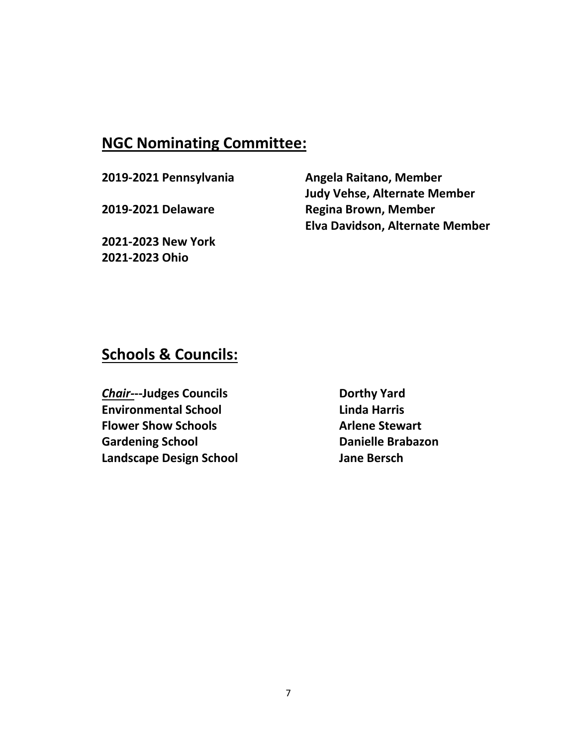## NGC Nominating Committee:

| | |
|---|---|
| **2019-2021 Pennsylvania** | **Angela Raitano, Member** |
| | **Judy Vehse, Alternate Member** |
| **2019-2021 Delaware** | **Regina Brown, Member** |
| | **Elva Davidson, Alternate Member** |
| **2021-2023 New York** | |
| **2021-2023 Ohio** | |

## Schools & Councils:

| | |
|---|---|
| ***Chair*---Judges Councils** | **Dorthy Yard** |
| **Environmental School** | **Linda Harris** |
| **Flower Show Schools** | **Arlene Stewart** |
| **Gardening School** | **Danielle Brabazon** |
| **Landscape Design School** | **Jane Bersch** |